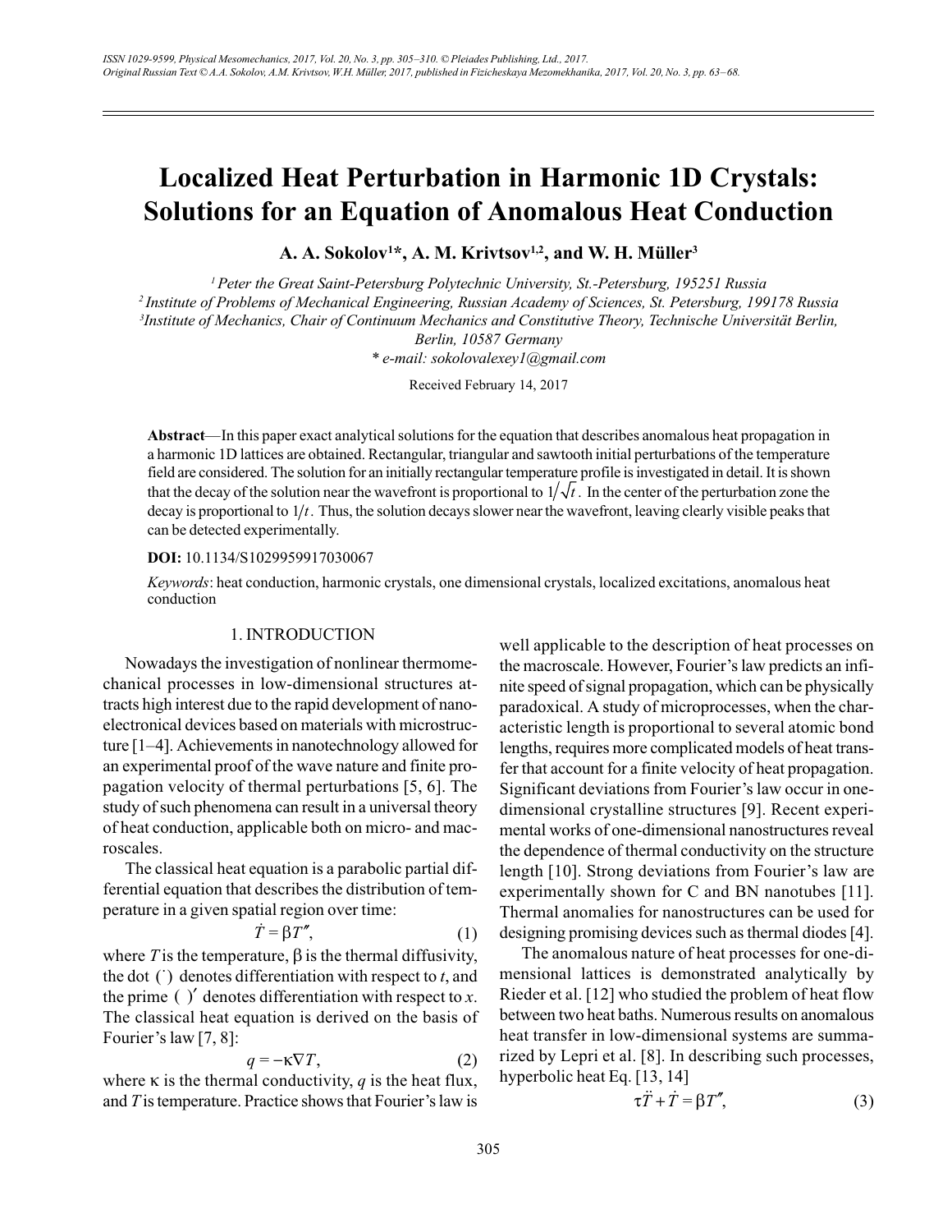# Localized Heat Perturbation in Harmonic 1D Crystals: Solutions for an Equation of Anomalous Heat Conduction

**A. A. Sokolov[1]\*, A. M. Krivtsov[1,2], and W. H. Müller[3]**

[1] *Peter the Great Saint-Petersburg Polytechnic University, St.-Petersburg, 195251 Russia*

[2] *Institute of Problems of Mechanical Engineering, Russian Academy of Sciences, St. Petersburg, 199178 Russia*

[3] *Institute of Mechanics, Chair of Continuum Mechanics and Constitutive Theory, Technische Universität Berlin, Berlin, 10587 Germany*

*\* e-mail: sokolovalexey1@gmail.com*

Received February 14, 2017

**Abstract**—In this paper exact analytical solutions for the equation that describes anomalous heat propagation in a harmonic 1D lattices are obtained. Rectangular, triangular and sawtooth initial perturbations of the temperature field are considered. The solution for an initially rectangular temperature profile is investigated in detail. It is shown that the decay of the solution near the wavefront is proportional to $1/\sqrt{t}$. In the center of the perturbation zone the decay is proportional to $1/t$. Thus, the solution decays slower near the wavefront, leaving clearly visible peaks that can be detected experimentally.

**DOI:** 10.1134/S1029959917030067

*Keywords*: heat conduction, harmonic crystals, one dimensional crystals, localized excitations, anomalous heat conduction

## 1. INTRODUCTION

Nowadays the investigation of nonlinear thermomechanical processes in low-dimensional structures attracts high interest due to the rapid development of nanoelectronical devices based on materials with microstructure [1–4]. Achievements in nanotechnology allowed for an experimental proof of the wave nature and finite propagation velocity of thermal perturbations [5, 6]. The study of such phenomena can result in a universal theory of heat conduction, applicable both on micro- and macroscales.

The classical heat equation is a parabolic partial differential equation that describes the distribution of temperature in a given spatial region over time:

$$\dot{T} = \beta T'', \tag{1}$$

where $T$ is the temperature, $\beta$ is the thermal diffusivity, the dot $(\dot{\ })$ denotes differentiation with respect to $t$, and the prime $(\ )'$ denotes differentiation with respect to $x$. The classical heat equation is derived on the basis of Fourier's law [7, 8]:

$$q = -\kappa \nabla T, \tag{2}$$

where $\kappa$ is the thermal conductivity, $q$ is the heat flux, and $T$ is temperature. Practice shows that Fourier's law is well applicable to the description of heat processes on the macroscale. However, Fourier's law predicts an infinite speed of signal propagation, which can be physically paradoxical. A study of microprocesses, when the characteristic length is proportional to several atomic bond lengths, requires more complicated models of heat transfer that account for a finite velocity of heat propagation. Significant deviations from Fourier's law occur in one-dimensional crystalline structures [9]. Recent experimental works of one-dimensional nanostructures reveal the dependence of thermal conductivity on the structure length [10]. Strong deviations from Fourier's law are experimentally shown for C and BN nanotubes [11]. Thermal anomalies for nanostructures can be used for designing promising devices such as thermal diodes [4].

The anomalous nature of heat processes for one-dimensional lattices is demonstrated analytically by Rieder et al. [12] who studied the problem of heat flow between two heat baths. Numerous results on anomalous heat transfer in low-dimensional systems are summarized by Lepri et al. [8]. In describing such processes, hyperbolic heat Eq. [13, 14]

$$\tau \ddot{T} + \dot{T} = \beta T'', \tag{3}$$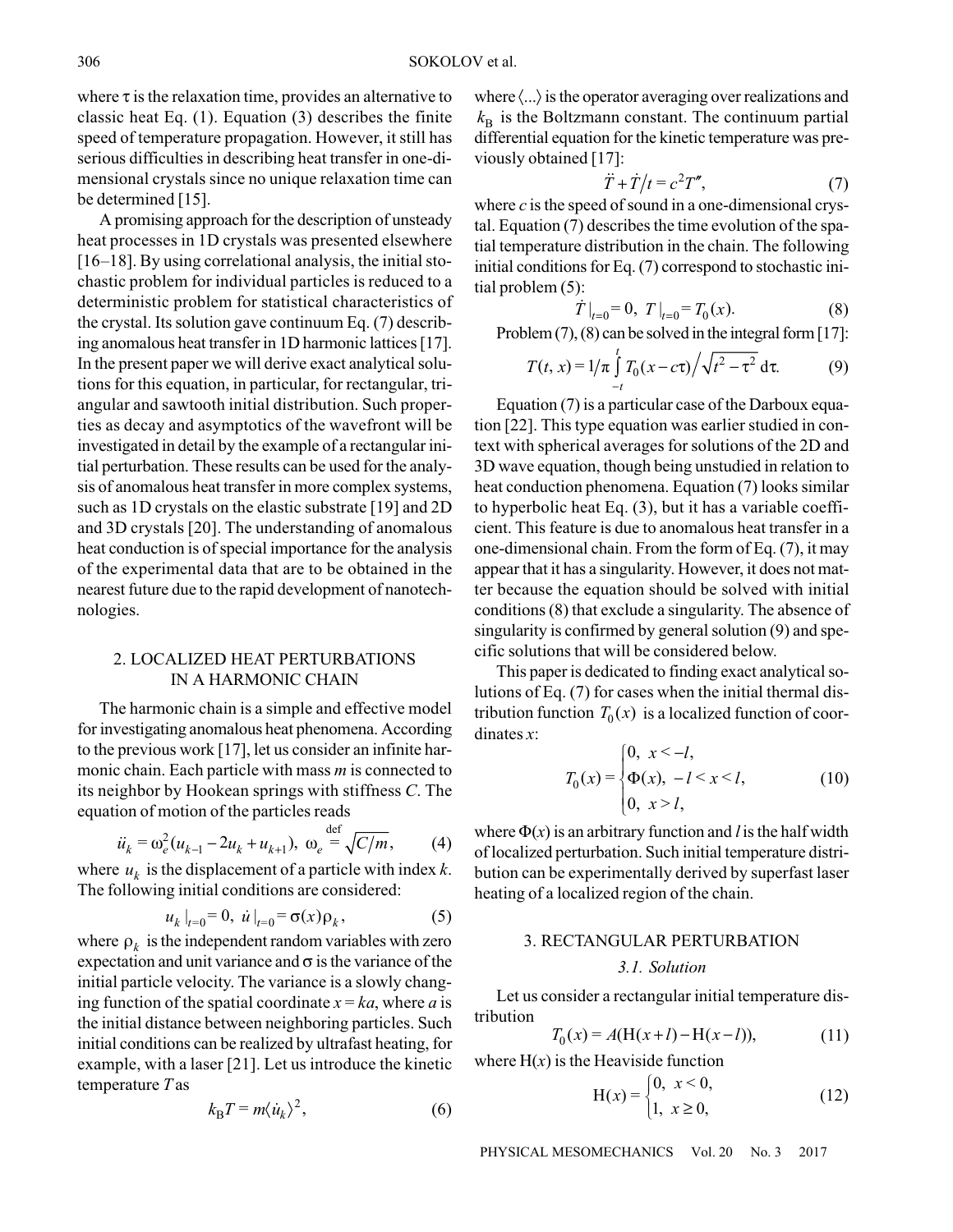where $\tau$ is the relaxation time, provides an alternative to classic heat Eq. (1). Equation (3) describes the finite speed of temperature propagation. However, it still has serious difficulties in describing heat transfer in one-dimensional crystals since no unique relaxation time can be determined [15].

A promising approach for the description of unsteady heat processes in 1D crystals was presented elsewhere [16–18]. By using correlational analysis, the initial stochastic problem for individual particles is reduced to a deterministic problem for statistical characteristics of the crystal. Its solution gave continuum Eq. (7) describing anomalous heat transfer in 1D harmonic lattices [17]. In the present paper we will derive exact analytical solutions for this equation, in particular, for rectangular, triangular and sawtooth initial distribution. Such properties as decay and asymptotics of the wavefront will be investigated in detail by the example of a rectangular initial perturbation. These results can be used for the analysis of anomalous heat transfer in more complex systems, such as 1D crystals on the elastic substrate [19] and 2D and 3D crystals [20]. The understanding of anomalous heat conduction is of special importance for the analysis of the experimental data that are to be obtained in the nearest future due to the rapid development of nanotechnologies.

## 2. LOCALIZED HEAT PERTURBATIONS IN A HARMONIC CHAIN

The harmonic chain is a simple and effective model for investigating anomalous heat phenomena. According to the previous work [17], let us consider an infinite harmonic chain. Each particle with mass $m$ is connected to its neighbor by Hookean springs with stiffness $C$. The equation of motion of the particles reads

$$\ddot{u}_k = \omega_e^2(u_{k-1} - 2u_k + u_{k+1}),\ \omega_e \overset{\text{def}}{=} \sqrt{C/m}, \tag{4}$$

where $u_k$ is the displacement of a particle with index $k$. The following initial conditions are considered:

$$u_k|_{t=0} = 0,\ \dot{u}|_{t=0} = \sigma(x)\rho_k, \tag{5}$$

where $\rho_k$ is the independent random variables with zero expectation and unit variance and $\sigma$ is the variance of the initial particle velocity. The variance is a slowly changing function of the spatial coordinate $x = ka$, where $a$ is the initial distance between neighboring particles. Such initial conditions can be realized by ultrafast heating, for example, with a laser [21]. Let us introduce the kinetic temperature $T$ as

$$k_B T = m\langle \dot{u}_k \rangle^2, \tag{6}$$

where $\langle ... \rangle$ is the operator averaging over realizations and $k_B$ is the Boltzmann constant. The continuum partial differential equation for the kinetic temperature was previously obtained [17]:

$$\ddot{T} + \dot{T}/t = c^2 T'', \tag{7}$$

where $c$ is the speed of sound in a one-dimensional crystal. Equation (7) describes the time evolution of the spatial temperature distribution in the chain. The following initial conditions for Eq. (7) correspond to stochastic initial problem (5):

$$\dot{T}|_{t=0} = 0,\ T|_{t=0} = T_0(x). \tag{8}$$

Problem (7), (8) can be solved in the integral form [17]:

$$T(t, x) = 1/\pi \int_{-t}^{t} T_0(x - c\tau)\Big/\sqrt{t^2 - \tau^2}\, \mathrm{d}\tau. \tag{9}$$

Equation (7) is a particular case of the Darboux equation [22]. This type equation was earlier studied in context with spherical averages for solutions of the 2D and 3D wave equation, though being unstudied in relation to heat conduction phenomena. Equation (7) looks similar to hyperbolic heat Eq. (3), but it has a variable coefficient. This feature is due to anomalous heat transfer in a one-dimensional chain. From the form of Eq. (7), it may appear that it has a singularity. However, it does not matter because the equation should be solved with initial conditions (8) that exclude a singularity. The absence of singularity is confirmed by general solution (9) and specific solutions that will be considered below.

This paper is dedicated to finding exact analytical solutions of Eq. (7) for cases when the initial thermal distribution function $T_0(x)$ is a localized function of coordinates $x$:

$$T_0(x) = \begin{cases} 0, & x < -l, \\ \Phi(x), & -l < x < l, \\ 0, & x > l, \end{cases} \tag{10}$$

where $\Phi(x)$ is an arbitrary function and $l$ is the half width of localized perturbation. Such initial temperature distribution can be experimentally derived by superfast laser heating of a localized region of the chain.

## 3. RECTANGULAR PERTURBATION

### 3.1. Solution

Let us consider a rectangular initial temperature distribution

$$T_0(x) = A(\mathrm{H}(x + l) - \mathrm{H}(x - l)), \tag{11}$$

where $\mathrm{H}(x)$ is the Heaviside function

$$\mathrm{H}(x) = \begin{cases} 0, & x < 0, \\ 1, & x \geq 0, \end{cases} \tag{12}$$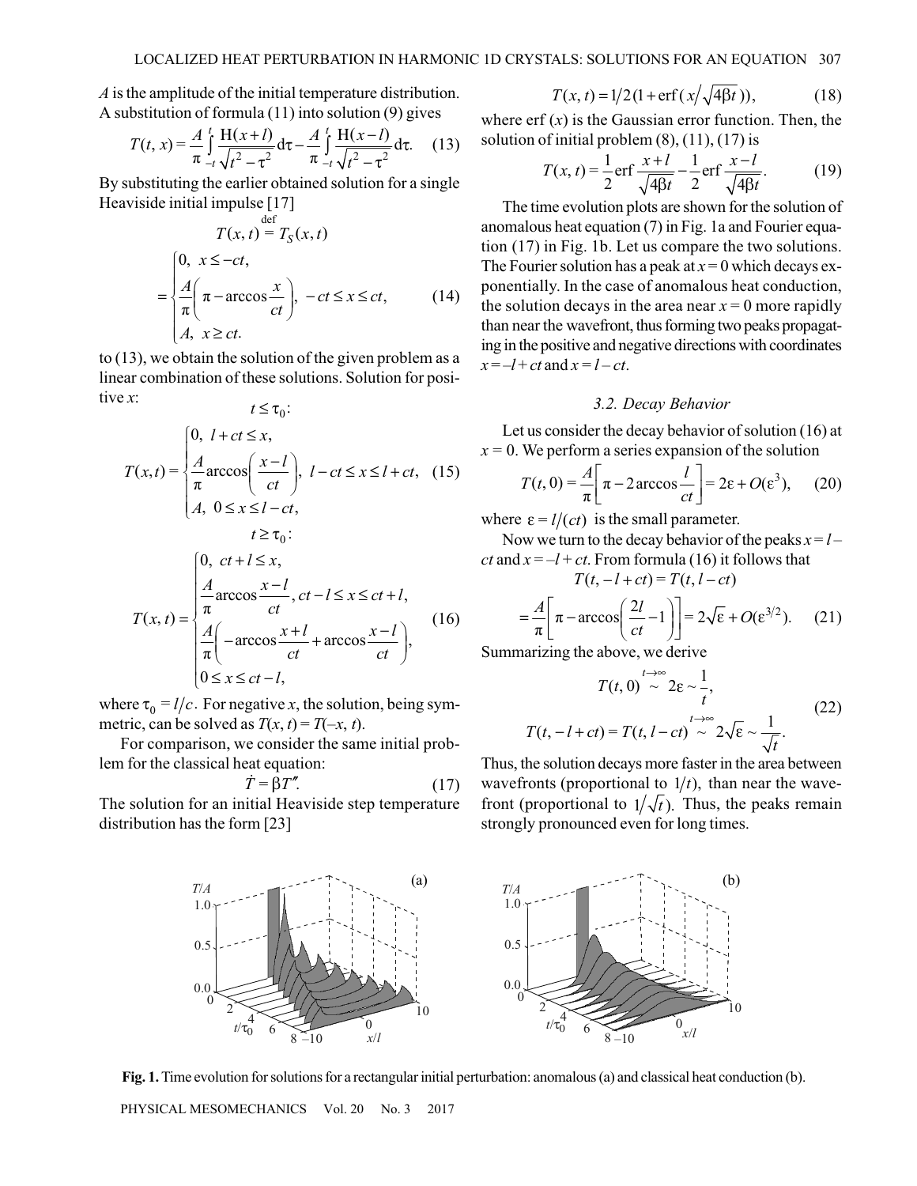$A$ is the amplitude of the initial temperature distribution. A substitution of formula (11) into solution (9) gives

$$T(t, x) = \frac{A}{\pi}\int_{-t}^{t}\frac{\mathrm{H}(x+l)}{\sqrt{t^2-\tau^2}}\mathrm{d}\tau - \frac{A}{\pi}\int_{-t}^{t}\frac{\mathrm{H}(x-l)}{\sqrt{t^2-\tau^2}}\mathrm{d}\tau. \quad (13)$$

By substituting the earlier obtained solution for a single Heaviside initial impulse [17]

$$T(x,t) \overset{\text{def}}{=} T_S(x,t) = \begin{cases} 0, & x \le -ct, \\ \dfrac{A}{\pi}\left(\pi - \arccos\dfrac{x}{ct}\right), & -ct \le x \le ct, \\ A, & x \ge ct. \end{cases} \quad (14)$$

to (13), we obtain the solution of the given problem as a linear combination of these solutions. Solution for positive $x$:

$t \le \tau_0$:

$$T(x,t) = \begin{cases} 0, & l + ct \le x, \\ \dfrac{A}{\pi}\arccos\left(\dfrac{x-l}{ct}\right), & l - ct \le x \le l + ct, \\ A, & 0 \le x \le l - ct, \end{cases} \quad (15)$$

$t \ge \tau_0$:

$$T(x,t) = \begin{cases} 0, & ct + l \le x, \\ \dfrac{A}{\pi}\arccos\dfrac{x-l}{ct}, & ct - l \le x \le ct + l, \\ \dfrac{A}{\pi}\left(-\arccos\dfrac{x+l}{ct} + \arccos\dfrac{x-l}{ct}\right), & \\ 0 \le x \le ct - l, & \end{cases} \quad (16)$$

where $\tau_0 = l/c$. For negative $x$, the solution, being symmetric, can be solved as $T(x, t) = T(-x, t)$.

For comparison, we consider the same initial problem for the classical heat equation:

$$\dot{T} = \beta T''. \quad (17)$$

The solution for an initial Heaviside step temperature distribution has the form [23]

$$T(x,t) = 1/2(1 + \operatorname{erf}(x/\sqrt{4\beta t})), \quad (18)$$

where erf $(x)$ is the Gaussian error function. Then, the solution of initial problem (8), (11), (17) is

$$T(x,t) = \frac{1}{2}\operatorname{erf}\frac{x+l}{\sqrt{4\beta t}} - \frac{1}{2}\operatorname{erf}\frac{x-l}{\sqrt{4\beta t}}. \quad (19)$$

The time evolution plots are shown for the solution of anomalous heat equation (7) in Fig. 1a and Fourier equation (17) in Fig. 1b. Let us compare the two solutions. The Fourier solution has a peak at $x = 0$ which decays exponentially. In the case of anomalous heat conduction, the solution decays in the area near $x = 0$ more rapidly than near the wavefront, thus forming two peaks propagating in the positive and negative directions with coordinates $x = -l + ct$ and $x = l - ct$.

### 3.2. Decay Behavior

Let us consider the decay behavior of solution (16) at $x = 0$. We perform a series expansion of the solution

$$T(t, 0) = \frac{A}{\pi}\left[\pi - 2\arccos\frac{l}{ct}\right] = 2\varepsilon + O(\varepsilon^3), \quad (20)$$

where $\varepsilon = l/(ct)$ is the small parameter.

Now we turn to the decay behavior of the peaks $x = l - ct$ and $x = -l + ct$. From formula (16) it follows that

$$T(t, -l + ct) = T(t, l - ct) = \frac{A}{\pi}\left[\pi - \arccos\left(\frac{2l}{ct} - 1\right)\right] = 2\sqrt{\varepsilon} + O(\varepsilon^{3/2}). \quad (21)$$

Summarizing the above, we derive

$$T(t,0) \overset{t\to\infty}{\sim} 2\varepsilon \sim \frac{1}{t},$$
$$T(t, -l+ct) = T(t, l-ct) \overset{t\to\infty}{\sim} 2\sqrt{\varepsilon} \sim \frac{1}{\sqrt{t}}. \quad (22)$$

Thus, the solution decays more faster in the area between wavefronts (proportional to $1/t$), than near the wavefront (proportional to $1/\sqrt{t}$). Thus, the peaks remain strongly pronounced even for long times.

**Fig. 1.** Time evolution for solutions for a rectangular initial perturbation: anomalous (a) and classical heat conduction (b).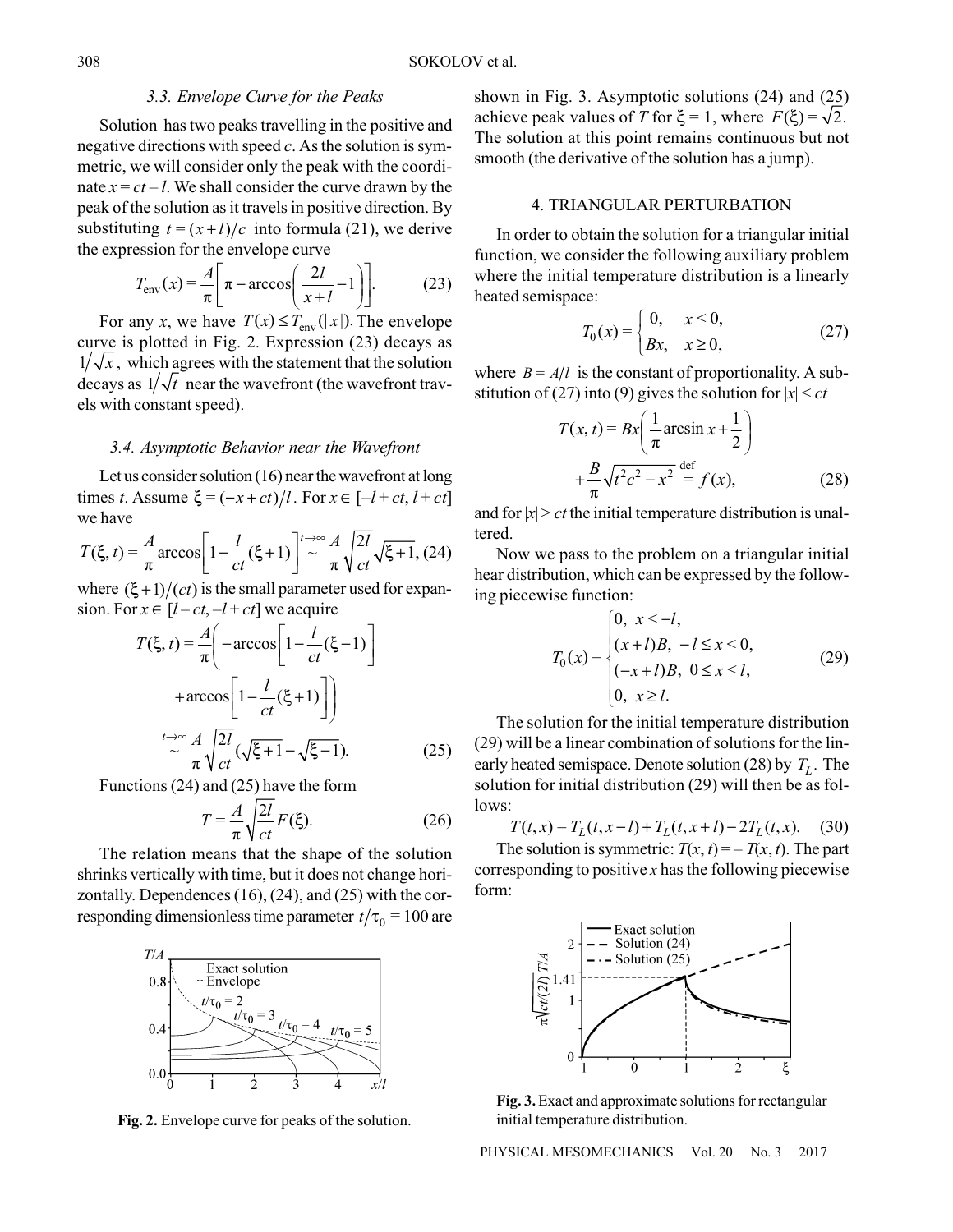### 3.3. Envelope Curve for the Peaks

Solution has two peaks travelling in the positive and negative directions with speed $c$. As the solution is symmetric, we will consider only the peak with the coordinate $x = ct - l$. We shall consider the curve drawn by the peak of the solution as it travels in positive direction. By substituting $t = (x + l)/c$ into formula (21), we derive the expression for the envelope curve

$$T_{\text{env}}(x) = \frac{A}{\pi}\left[\pi - \arccos\left(\frac{2l}{x+l} - 1\right)\right]. \tag{23}$$

For any $x$, we have $T(x) \le T_{\text{env}}(|x|)$. The envelope curve is plotted in Fig. 2. Expression (23) decays as $1/\sqrt{x}$, which agrees with the statement that the solution decays as $1/\sqrt{t}$ near the wavefront (the wavefront travels with constant speed).

### 3.4. Asymptotic Behavior near the Wavefront

Let us consider solution (16) near the wavefront at long times $t$. Assume $\xi = (-x + ct)/l$. For $x \in [-l + ct, l + ct]$ we have

$$T(\xi, t) = \frac{A}{\pi}\arccos\left[1 - \frac{l}{ct}(\xi + 1)\right] \overset{t\to\infty}{\sim} \frac{A}{\pi}\sqrt{\frac{2l}{ct}}\sqrt{\xi + 1}, \tag{24}$$

where $(\xi + 1)/(ct)$ is the small parameter used for expansion. For $x \in [l - ct, -l + ct]$ we acquire

$$\begin{aligned} T(\xi, t) = \frac{A}{\pi}\Bigg(&-\arccos\left[1 - \frac{l}{ct}(\xi - 1)\right] \\ &+ \arccos\left[1 - \frac{l}{ct}(\xi + 1)\right]\Bigg) \\ &\overset{t\to\infty}{\sim} \frac{A}{\pi}\sqrt{\frac{2l}{ct}}(\sqrt{\xi + 1} - \sqrt{\xi - 1}). \end{aligned} \tag{25}$$

Functions (24) and (25) have the form

$$T = \frac{A}{\pi}\sqrt{\frac{2l}{ct}}F(\xi). \tag{26}$$

The relation means that the shape of the solution shrinks vertically with time, but it does not change horizontally. Dependences (16), (24), and (25) with the corresponding dimensionless time parameter $t/\tau_0 = 100$ are shown in Fig. 3. Asymptotic solutions (24) and (25) achieve peak values of $T$ for $\xi = 1$, where $F(\xi) = \sqrt{2}$. The solution at this point remains continuous but not smooth (the derivative of the solution has a jump).

Fig. 2. Envelope curve for peaks of the solution.

## 4. TRIANGULAR PERTURBATION

In order to obtain the solution for a triangular initial function, we consider the following auxiliary problem where the initial temperature distribution is a linearly heated semispace:

$$T_0(x) = \begin{cases} 0, & x < 0, \\ Bx, & x \ge 0, \end{cases} \tag{27}$$

where $B = A/l$ is the constant of proportionality. A substitution of (27) into (9) gives the solution for $|x| < ct$

$$T(x, t) = Bx\left(\frac{1}{\pi}\arcsin x + \frac{1}{2}\right) + \frac{B}{\pi}\sqrt{t^2c^2 - x^2} \overset{\text{def}}{=} f(x), \tag{28}$$

and for $|x| > ct$ the initial temperature distribution is unaltered.

Now we pass to the problem on a triangular initial hear distribution, which can be expressed by the following piecewise function:

$$T_0(x) = \begin{cases} 0, \ x < -l, \\ (x + l)B, \ -l \le x < 0, \\ (-x + l)B, \ 0 \le x < l, \\ 0, \ x \ge l, \end{cases} \tag{29}$$

The solution for the initial temperature distribution (29) will be a linear combination of solutions for the linearly heated semispace. Denote solution (28) by $T_L$. The solution for initial distribution (29) will then be as follows:

$$T(t, x) = T_L(t, x - l) + T_L(t, x + l) - 2T_L(t, x). \tag{30}$$

The solution is symmetric: $T(x, t) = -T(x, t)$. The part corresponding to positive $x$ has the following piecewise form:

Fig. 3. Exact and approximate solutions for rectangular initial temperature distribution.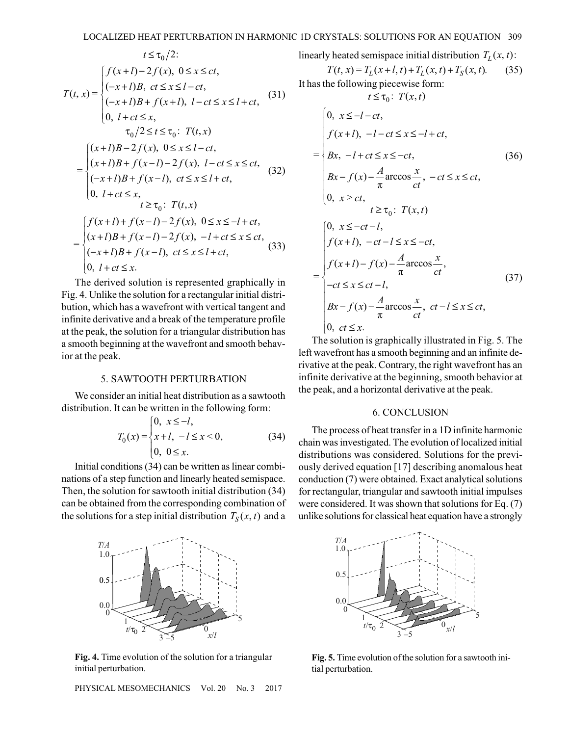$$t \le \tau_0/2:$$

$$T(t, x) = \begin{cases} f(x+l) - 2f(x), \ 0 \le x \le ct, \\ (-x+l)B, \ ct \le x \le l - ct, \\ (-x+l)B + f(x+l), \ l - ct \le x \le l + ct, \\ 0, \ l + ct \le x, \end{cases} \tag{31}$$

$$\tau_0/2 \le t \le \tau_0: \ T(t,x)$$

$$= \begin{cases} (x+l)B - 2f(x), \ 0 \le x \le l - ct, \\ (x+l)B + f(x-l) - 2f(x), \ l - ct \le x \le ct, \\ (-x+l)B + f(x-l), \ ct \le x \le l + ct, \\ 0, \ l + ct \le x, \end{cases} \tag{32}$$

$$t \ge \tau_0: \ T(t,x)$$

$$= \begin{cases} f(x+l) + f(x-l) - 2f(x), \ 0 \le x \le -l + ct, \\ (x+l)B + f(x-l) - 2f(x), \ -l + ct \le x \le ct, \\ (-x+l)B + f(x-l), \ ct \le x \le l + ct, \\ 0, \ l + ct \le x. \end{cases} \tag{33}$$

The derived solution is represented graphically in Fig. 4. Unlike the solution for a rectangular initial distribution, which has a wavefront with vertical tangent and infinite derivative and a break of the temperature profile at the peak, the solution for a triangular distribution has a smooth beginning at the wavefront and smooth behavior at the peak.

## 5. SAWTOOTH PERTURBATION

We consider an initial heat distribution as a sawtooth distribution. It can be written in the following form:

$$T_0(x) = \begin{cases} 0, \ x \le -l, \\ x + l, \ -l \le x < 0, \\ 0, \ 0 \le x. \end{cases} \tag{34}$$

Initial conditions (34) can be written as linear combinations of a step function and linearly heated semispace. Then, the solution for sawtooth initial distribution (34) can be obtained from the corresponding combination of the solutions for a step initial distribution $T_S(x, t)$ and a linearly heated semispace initial distribution $T_L(x, t)$:

$$T(t, x) = T_L(x+l, t) + T_L(x, t) + T_S(x, t). \tag{35}$$

It has the following piecewise form:

$$t \le \tau_0: \ T(x,t)$$

$$= \begin{cases} 0, \ x \le -l - ct, \\ f(x+l), \ -l - ct \le x \le -l + ct, \\ Bx, \ -l + ct \le x \le -ct, \\ Bx - f(x) - \dfrac{A}{\pi} \arccos \dfrac{x}{ct}, \ -ct \le x \le ct, \\ 0, \ x > ct, \end{cases} \tag{36}$$

$$t \ge \tau_0: \ T(x,t)$$

$$= \begin{cases} 0, \ x \le -ct - l, \\ f(x+l), \ -ct - l \le x \le -ct, \\ f(x+l) - f(x) - \dfrac{A}{\pi} \arccos \dfrac{x}{ct}, \\ -ct \le x \le ct - l, \\ Bx - f(x) - \dfrac{A}{\pi} \arccos \dfrac{x}{ct}, \ ct - l \le x \le ct, \\ 0, \ ct \le x. \end{cases} \tag{37}$$

The solution is graphically illustrated in Fig. 5. The left wavefront has a smooth beginning and an infinite derivative at the peak. Contrary, the right wavefront has an infinite derivative at the beginning, smooth behavior at the peak, and a horizontal derivative at the peak.

## 6. CONCLUSION

The process of heat transfer in a 1D infinite harmonic chain was investigated. The evolution of localized initial distributions was considered. Solutions for the previously derived equation [17] describing anomalous heat conduction (7) were obtained. Exact analytical solutions for rectangular, triangular and sawtooth initial impulses were considered. It was shown that solutions for Eq. (7) unlike solutions for classical heat equation have a strongly

**Fig. 4.** Time evolution of the solution for a triangular initial perturbation.

**Fig. 5.** Time evolution of the solution for a sawtooth initial perturbation.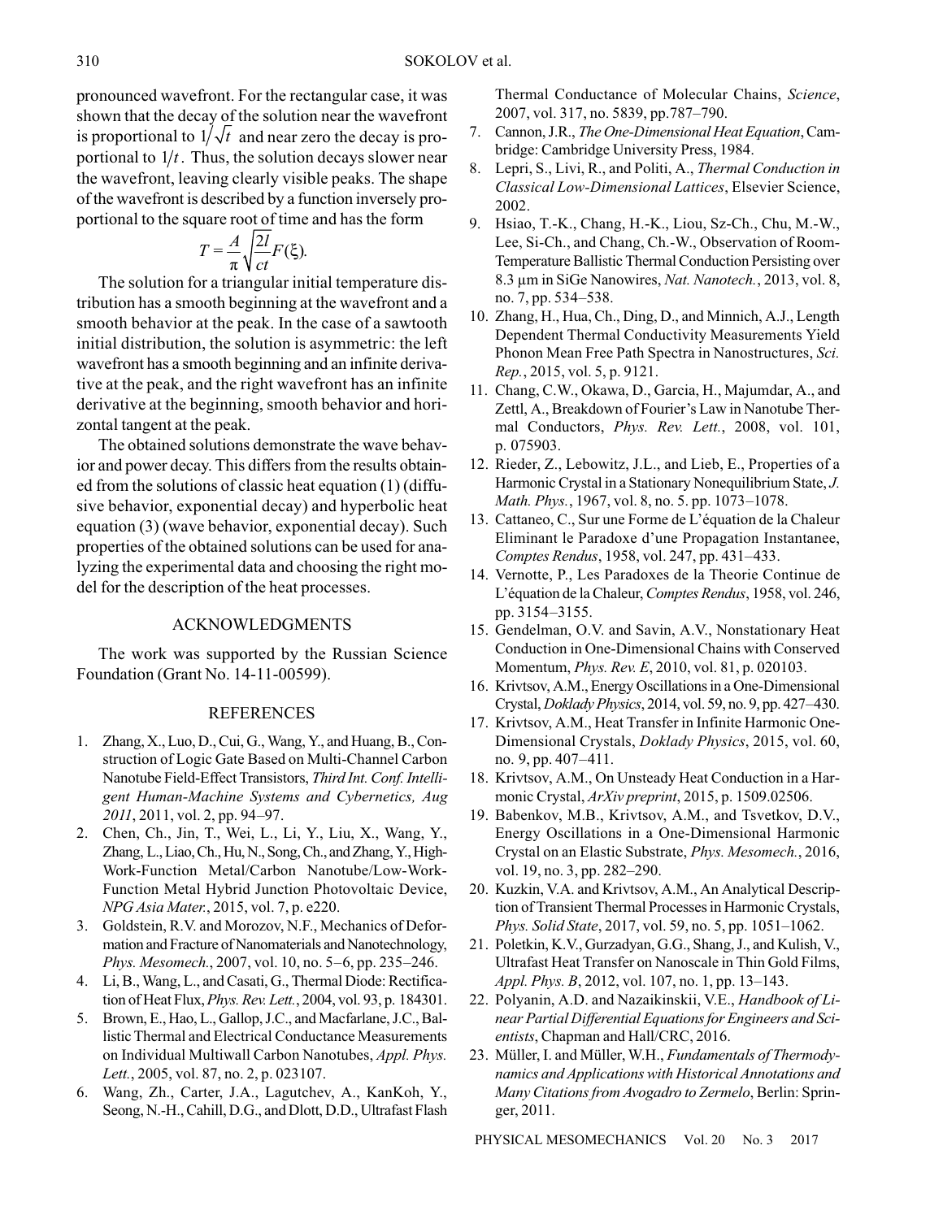pronounced wavefront. For the rectangular case, it was shown that the decay of the solution near the wavefront is proportional to $1/\sqrt{t}$ and near zero the decay is proportional to $1/t$. Thus, the solution decays slower near the wavefront, leaving clearly visible peaks. The shape of the wavefront is described by a function inversely proportional to the square root of time and has the form

$$T = \frac{A}{\pi}\sqrt{\frac{2l}{ct}}F(\xi).$$

The solution for a triangular initial temperature distribution has a smooth beginning at the wavefront and a smooth behavior at the peak. In the case of a sawtooth initial distribution, the solution is asymmetric: the left wavefront has a smooth beginning and an infinite derivative at the peak, and the right wavefront has an infinite derivative at the beginning, smooth behavior and horizontal tangent at the peak.

The obtained solutions demonstrate the wave behavior and power decay. This differs from the results obtained from the solutions of classic heat equation (1) (diffusive behavior, exponential decay) and hyperbolic heat equation (3) (wave behavior, exponential decay). Such properties of the obtained solutions can be used for analyzing the experimental data and choosing the right model for the description of the heat processes.

## ACKNOWLEDGMENTS

The work was supported by the Russian Science Foundation (Grant No. 14-11-00599).

## REFERENCES

1. Zhang, X., Luo, D., Cui, G., Wang, Y., and Huang, B., Construction of Logic Gate Based on Multi-Channel Carbon Nanotube Field-Effect Transistors, *Third Int. Conf. Intelligent Human-Machine Systems and Cybernetics, Aug 2011*, 2011, vol. 2, pp. 94–97.
2. Chen, Ch., Jin, T., Wei, L., Li, Y., Liu, X., Wang, Y., Zhang, L., Liao, Ch., Hu, N., Song, Ch., and Zhang, Y., High-Work-Function Metal/Carbon Nanotube/Low-Work-Function Metal Hybrid Junction Photovoltaic Device, *NPG Asia Mater.*, 2015, vol. 7, p. e220.
3. Goldstein, R.V. and Morozov, N.F., Mechanics of Deformation and Fracture of Nanomaterials and Nanotechnology, *Phys. Mesomech.*, 2007, vol. 10, no. 5–6, pp. 235–246.
4. Li, B., Wang, L., and Casati, G., Thermal Diode: Rectification of Heat Flux, *Phys. Rev. Lett.*, 2004, vol. 93, p. 184301.
5. Brown, E., Hao, L., Gallop, J.C., and Macfarlane, J.C., Ballistic Thermal and Electrical Conductance Measurements on Individual Multiwall Carbon Nanotubes, *Appl. Phys. Lett.*, 2005, vol. 87, no. 2, p. 023107.
6. Wang, Zh., Carter, J.A., Lagutchev, A., KanKoh, Y., Seong, N.-H., Cahill, D.G., and Dlott, D.D., Ultrafast Flash Thermal Conductance of Molecular Chains, *Science*, 2007, vol. 317, no. 5839, pp.787–790.
7. Cannon, J.R., *The One-Dimensional Heat Equation*, Cambridge: Cambridge University Press, 1984.
8. Lepri, S., Livi, R., and Politi, A., *Thermal Conduction in Classical Low-Dimensional Lattices*, Elsevier Science, 2002.
9. Hsiao, T.-K., Chang, H.-K., Liou, Sz-Ch., Chu, M.-W., Lee, Si-Ch., and Chang, Ch.-W., Observation of Room-Temperature Ballistic Thermal Conduction Persisting over 8.3 μm in SiGe Nanowires, *Nat. Nanotech.*, 2013, vol. 8, no. 7, pp. 534–538.
10. Zhang, H., Hua, Ch., Ding, D., and Minnich, A.J., Length Dependent Thermal Conductivity Measurements Yield Phonon Mean Free Path Spectra in Nanostructures, *Sci. Rep.*, 2015, vol. 5, p. 9121.
11. Chang, C.W., Okawa, D., Garcia, H., Majumdar, A., and Zettl, A., Breakdown of Fourier's Law in Nanotube Thermal Conductors, *Phys. Rev. Lett.*, 2008, vol. 101, p. 075903.
12. Rieder, Z., Lebowitz, J.L., and Lieb, E., Properties of a Harmonic Crystal in a Stationary Nonequilibrium State, *J. Math. Phys.*, 1967, vol. 8, no. 5. pp. 1073–1078.
13. Cattaneo, C., Sur une Forme de L'équation de la Chaleur Eliminant le Paradoxe d'une Propagation Instantanee, *Comptes Rendus*, 1958, vol. 247, pp. 431–433.
14. Vernotte, P., Les Paradoxes de la Theorie Continue de L'équation de la Chaleur, *Comptes Rendus*, 1958, vol. 246, pp. 3154–3155.
15. Gendelman, O.V. and Savin, A.V., Nonstationary Heat Conduction in One-Dimensional Chains with Conserved Momentum, *Phys. Rev. E*, 2010, vol. 81, p. 020103.
16. Krivtsov, A.M., Energy Oscillations in a One-Dimensional Crystal, *Doklady Physics*, 2014, vol. 59, no. 9, pp. 427–430.
17. Krivtsov, A.M., Heat Transfer in Infinite Harmonic One-Dimensional Crystals, *Doklady Physics*, 2015, vol. 60, no. 9, pp. 407–411.
18. Krivtsov, A.M., On Unsteady Heat Conduction in a Harmonic Crystal, *ArXiv preprint*, 2015, p. 1509.02506.
19. Babenkov, M.B., Krivtsov, A.M., and Tsvetkov, D.V., Energy Oscillations in a One-Dimensional Harmonic Crystal on an Elastic Substrate, *Phys. Mesomech.*, 2016, vol. 19, no. 3, pp. 282–290.
20. Kuzkin, V.A. and Krivtsov, A.M., An Analytical Description of Transient Thermal Processes in Harmonic Crystals, *Phys. Solid State*, 2017, vol. 59, no. 5, pp. 1051–1062.
21. Poletkin, K.V., Gurzadyan, G.G., Shang, J., and Kulish, V., Ultrafast Heat Transfer on Nanoscale in Thin Gold Films, *Appl. Phys. B*, 2012, vol. 107, no. 1, pp. 13–143.
22. Polyanin, A.D. and Nazaikinskii, V.E., *Handbook of Linear Partial Differential Equations for Engineers and Scientists*, Chapman and Hall/CRC, 2016.
23. Müller, I. and Müller, W.H., *Fundamentals of Thermodynamics and Applications with Historical Annotations and Many Citations from Avogadro to Zermelo*, Berlin: Springer, 2011.